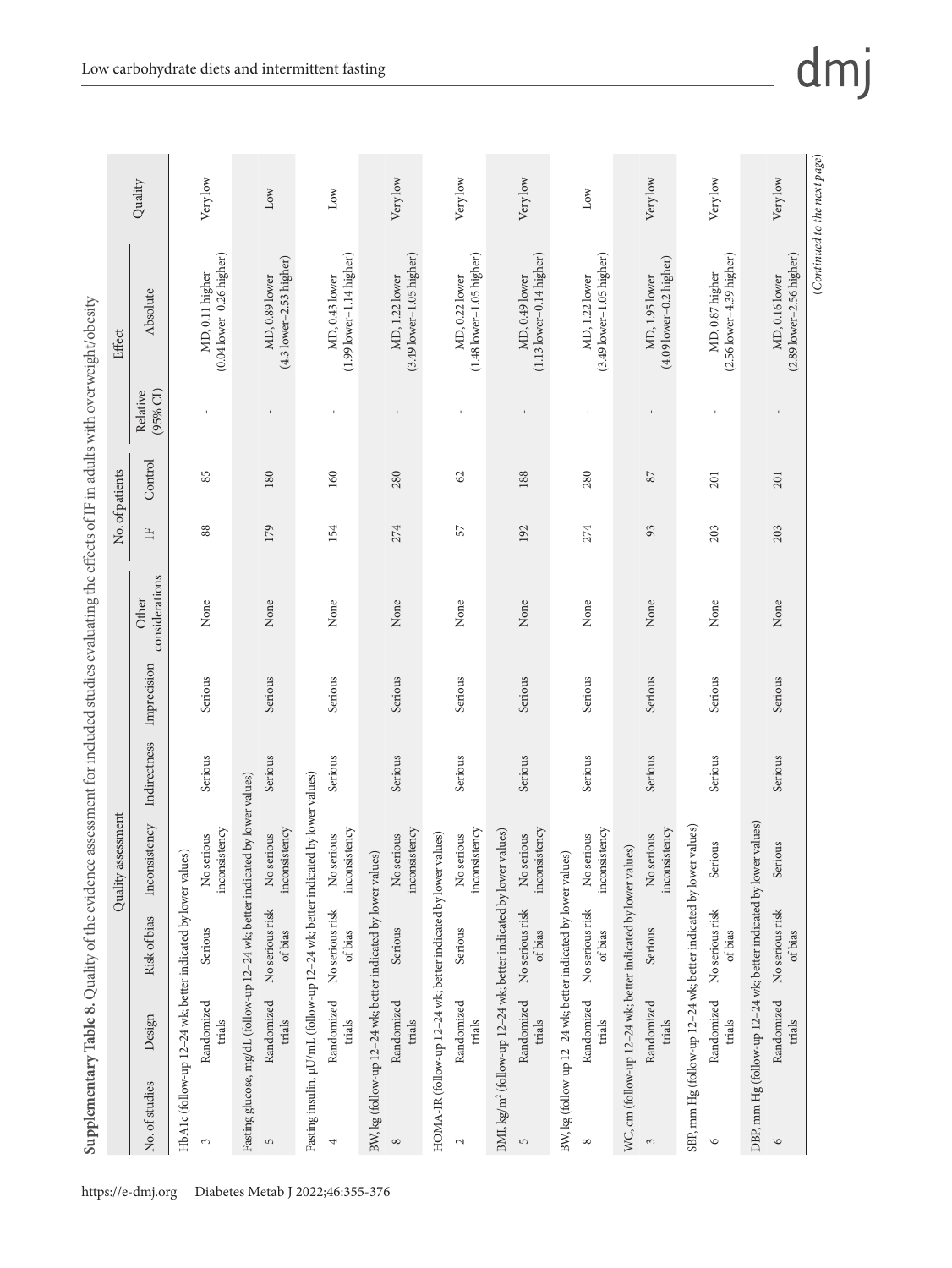**Supplementary Table 8.** Quality of the evidence assessment for included studies evaluating the effects of IF in adults with overweight/obesity

| Quality assessment | | | | | | | No. of patients | | Effect | | Quality |
|---|---|---|---|---|---|---|---|---|---|---|---|
| No. of studies | Design | Risk of bias | Inconsistency | Indirectness | Imprecision | Other considerations | IF | Control | Relative (95% CI) | Absolute | |
| HbA1c (follow-up 12–24 wk; better indicated by lower values) | | | | | | | | | | | |
| 3 | Randomized trials | Serious | No serious inconsistency | Serious | Serious | None | 88 | 85 | - | MD, 0.11 higher (0.04 lower–0.26 higher) | Very low |
| Fasting glucose, mg/dL (follow-up 12–24 wk; better indicated by lower values) | | | | | | | | | | | |
| 5 | Randomized trials | No serious risk of bias | No serious inconsistency | Serious | Serious | None | 179 | 180 | - | MD, 0.89 lower (4.3 lower–2.53 higher) | Low |
| Fasting insulin, μU/mL (follow-up 12–24 wk; better indicated by lower values) | | | | | | | | | | | |
| 4 | Randomized trials | No serious risk of bias | No serious inconsistency | Serious | Serious | None | 154 | 160 | - | MD, 0.43 lower (1.99 lower–1.14 higher) | Low |
| BW, kg (follow-up 12–24 wk; better indicated by lower values) | | | | | | | | | | | |
| 8 | Randomized trials | Serious | No serious inconsistency | Serious | Serious | None | 274 | 280 | - | MD, 1.22 lower (3.49 lower–1.05 higher) | Very low |
| HOMA-IR (follow-up 12–24 wk; better indicated by lower values) | | | | | | | | | | | |
| 2 | Randomized trials | Serious | No serious inconsistency | Serious | Serious | None | 57 | 62 | - | MD, 0.22 lower (1.48 lower–1.05 higher) | Very low |
| BMI, kg/m$^2$ (follow-up 12–24 wk; better indicated by lower values) | | | | | | | | | | | |
| 5 | Randomized trials | No serious risk of bias | No serious inconsistency | Serious | Serious | None | 192 | 188 | - | MD, 0.49 lower (1.13 lower–0.14 higher) | Very low |
| BW, kg (follow-up 12–24 wk; better indicated by lower values) | | | | | | | | | | | |
| 8 | Randomized trials | No serious risk of bias | No serious inconsistency | Serious | Serious | None | 274 | 280 | - | MD, 1.22 lower (3.49 lower–1.05 higher) | Low |
| WC, cm (follow-up 12–24 wk; better indicated by lower values) | | | | | | | | | | | |
| 3 | Randomized trials | Serious | No serious inconsistency | Serious | Serious | None | 93 | 87 | - | MD, 1.95 lower (4.09 lower–0.2 higher) | Very low |
| SBP, mm Hg (follow-up 12–24 wk; better indicated by lower values) | | | | | | | | | | | |
| 6 | Randomized trials | No serious risk of bias | Serious | Serious | Serious | None | 203 | 201 | - | MD, 0.87 higher (2.56 lower–4.39 higher) | Very low |
| DBP, mm Hg (follow-up 12–24 wk; better indicated by lower values) | | | | | | | | | | | |
| 6 | Randomized trials | No serious risk of bias | Serious | Serious | Serious | None | 203 | 201 | - | MD, 0.16 lower (2.89 lower–2.56 higher) | Very low |

*(Continued to the next page)*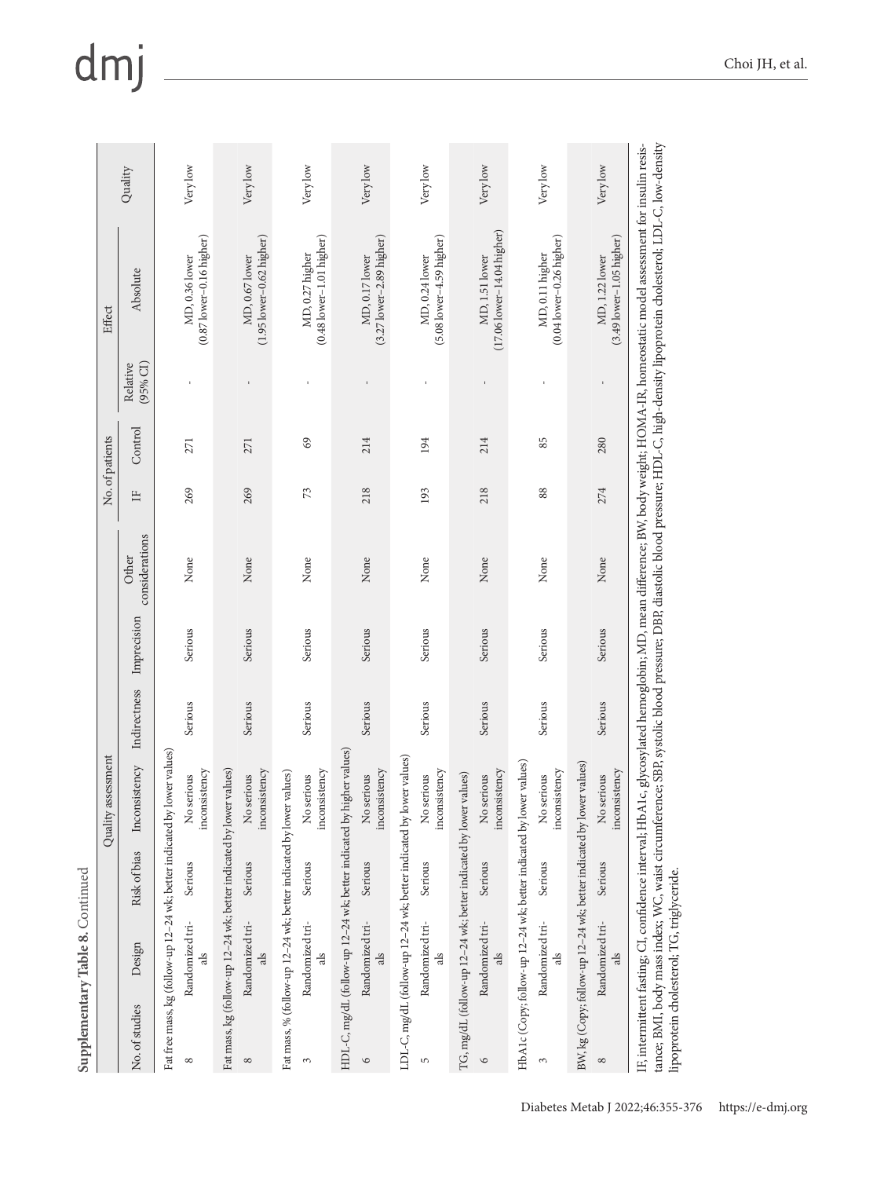**Supplementary Table 8.** Continued

| Quality assessment | | | | | | | No. of patients | | Effect | | Quality |
|---|---|---|---|---|---|---|---|---|---|---|---|
| No. of studies | Design | Risk of bias | Inconsistency | Indirectness | Imprecision | Other considerations | IF | Control | Relative (95% CI) | Absolute | |
| Fat free mass, kg (follow-up 12–24 wk; better indicated by lower values) | | | | | | | | | | | |
| 8 | Randomized trials | Serious | No serious inconsistency | Serious | Serious | None | 269 | 271 | - | MD, 0.36 lower (0.87 lower–0.16 higher) | Very low |
| Fat mass, kg (follow-up 12–24 wk; better indicated by lower values) | | | | | | | | | | | |
| 8 | Randomized trials | Serious | No serious inconsistency | Serious | Serious | None | 269 | 271 | - | MD, 0.67 lower (1.95 lower–0.62 higher) | Very low |
| Fat mass, % (follow-up 12–24 wk; better indicated by lower values) | | | | | | | | | | | |
| 3 | Randomized trials | Serious | No serious inconsistency | Serious | Serious | None | 73 | 69 | - | MD, 0.27 higher (0.48 lower–1.01 higher) | Very low |
| HDL-C, mg/dL (follow-up 12–24 wk; better indicated by higher values) | | | | | | | | | | | |
| 6 | Randomized trials | Serious | No serious inconsistency | Serious | Serious | None | 218 | 214 | - | MD, 0.17 lower (3.27 lower–2.89 higher) | Very low |
| LDL-C, mg/dL (follow-up 12–24 wk; better indicated by lower values) | | | | | | | | | | | |
| 5 | Randomized trials | Serious | No serious inconsistency | Serious | Serious | None | 193 | 194 | - | MD, 0.24 lower (5.08 lower–4.59 higher) | Very low |
| TG, mg/dL (follow-up 12–24 wk; better indicated by lower values) | | | | | | | | | | | |
| 6 | Randomized trials | Serious | No serious inconsistency | Serious | Serious | None | 218 | 214 | - | MD, 1.51 lower (17.06 lower–14.04 higher) | Very low |
| HbA1c (Copy; follow-up 12–24 wk; better indicated by lower values) | | | | | | | | | | | |
| 3 | Randomized trials | Serious | No serious inconsistency | Serious | Serious | None | 88 | 85 | - | MD, 0.11 higher (0.04 lower–0.26 higher) | Very low |
| BW, kg (Copy; follow-up 12–24 wk; better indicated by lower values) | | | | | | | | | | | |
| 8 | Randomized trials | Serious | No serious inconsistency | Serious | Serious | None | 274 | 280 | - | MD, 1.22 lower (3.49 lower–1.05 higher) | Very low |

IF, intermittent fasting; CI, confidence interval; HbA1c, glycosylated hemoglobin; MD, mean difference; BW, body weight; HOMA-IR, homeostatic model assessment for insulin resistance; BMI, body mass index; WC, waist circumference; SBP, systolic blood pressure; DBP, diastolic blood pressure; HDL-C, high-density lipoprotein cholesterol; LDL-C, low-density lipoprotein cholesterol; TG, triglyceride.